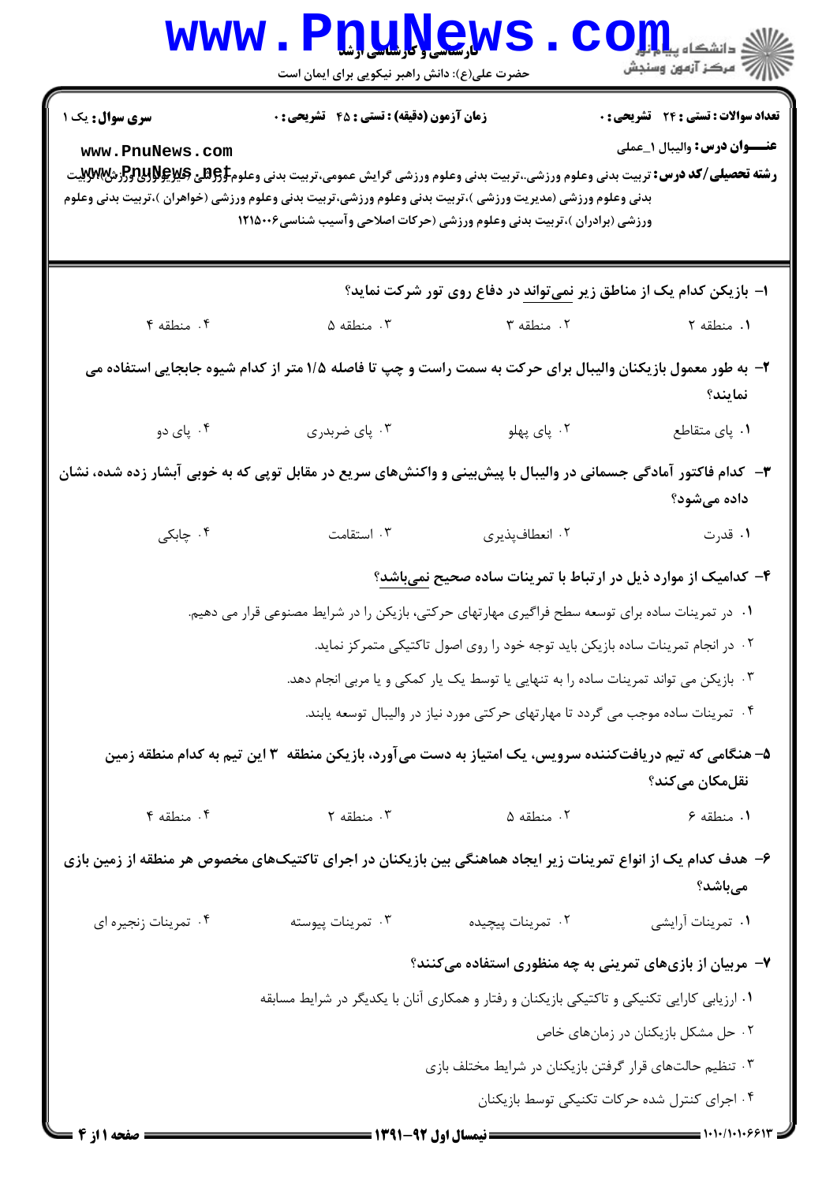**سری سوال:** یک ۱

**زمان آزمون (دقیقه) : تستی : ۴۵ تشریحی : ۰**

**تعداد سوالات : تستی : ۲۴ تشریحی : ۰**

**عنـــوان درس:** والیبال ۱_عملی

**رشته تحصیلی/کد درس:** تربیت بدنی وعلوم ورزشی،تربیت بدنی وعلوم ورزشی گرایش عمومی،تربیت بدنی وعلوم ورزشی (فیزیولوژی ورزش )،تربیت بدنی وعلوم ورزشی (مدیریت ورزشی )،تربیت بدنی وعلوم ورزشی،تربیت بدنی وعلوم ورزشی (خواهران )،تربیت بدنی وعلوم ورزشی (برادران )،تربیت بدنی وعلوم ورزشی (حرکات اصلاحی وآسیب شناسی۱۲۱۵۰۰۶

۱- بازیکن کدام یک از مناطق زیر نمی‌تواند در دفاع روی تور شرکت نماید؟

۱. منطقه ۲
۲. منطقه ۳
۳. منطقه ۵
۴. منطقه ۴

۲- به طور معمول بازیکنان والیبال برای حرکت به سمت راست و چپ تا فاصله ۱/۵ متر از کدام شیوه جابجایی استفاده می نمایند؟

۱. پای متقاطع
۲. پای پهلو
۳. پای ضربدری
۴. پای دو

۳- کدام فاکتور آمادگی جسمانی در والیبال با پیش‌بینی و واکنش‌های سریع در مقابل توپی که به خوبی آبشار زده شده، نشان داده می‌شود؟

۱. قدرت
۲. انعطاف‌پذیری
۳. استقامت
۴. چابکی

۴- کدامیک از موارد ذیل در ارتباط با تمرینات ساده صحیح نمی‌باشد؟

۱. در تمرینات ساده برای توسعه سطح فراگیری مهارتهای حرکتی، بازیکن را در شرایط مصنوعی قرار می دهیم.
۲. در انجام تمرینات ساده بازیکن باید توجه خود را روی اصول تاکتیکی متمرکز نماید.
۳. بازیکن می تواند تمرینات ساده را به تنهایی یا توسط یک یار کمکی و یا مربی انجام دهد.
۴. تمرینات ساده موجب می گردد تا مهارتهای حرکتی مورد نیاز در والیبال توسعه یابند.

۵- هنگامی که تیم دریافت‌کننده سرویس، یک امتیاز به دست می‌آورد، بازیکن منطقه ۳ این تیم به کدام منطقه زمین نقل‌مکان می‌کند؟

۱. منطقه ۶
۲. منطقه ۵
۳. منطقه ۲
۴. منطقه ۴

۶- هدف کدام یک از انواع تمرینات زیر ایجاد هماهنگی بین بازیکنان در اجرای تاکتیک‌های مخصوص هر منطقه از زمین بازی می‌باشد؟

۱. تمرینات آرایشی
۲. تمرینات پیچیده
۳. تمرینات پیوسته
۴. تمرینات زنجیره ای

۷- مربیان از بازی‌های تمرینی به چه منظوری استفاده می‌کنند؟

۱. ارزیابی کارایی تکنیکی و تاکتیکی بازیکنان و رفتار و همکاری آنان با یکدیگر در شرایط مسابقه
۲. حل مشکل بازیکنان در زمان‌های خاص
۳. تنظیم حالت‌های قرار گرفتن بازیکنان در شرایط مختلف بازی
۴. اجرای کنترل شده حرکات تکنیکی توسط بازیکنان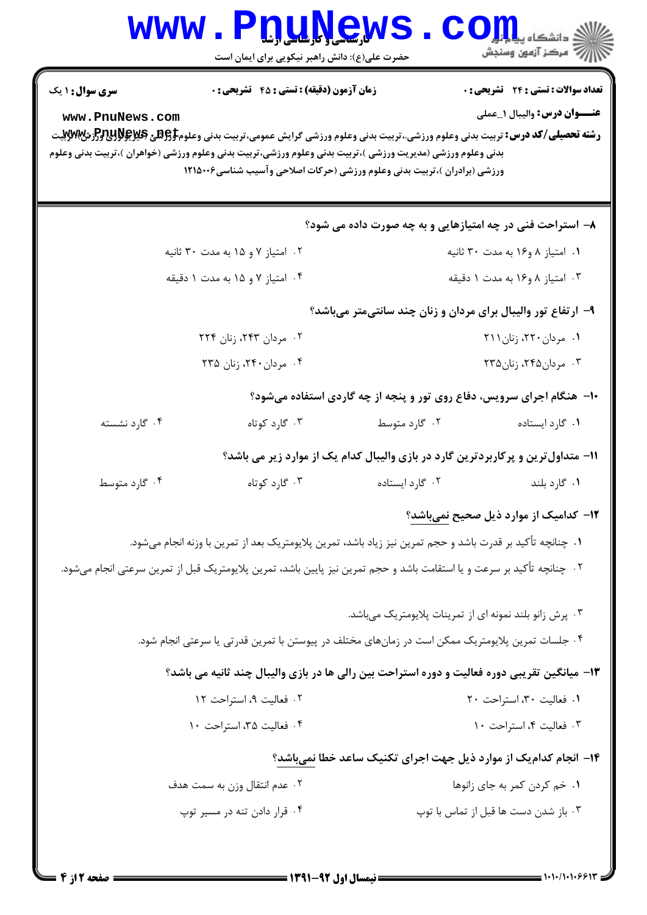**سری سؤال:** ۱ یک

**زمان آزمون (دقیقه) : تستی : ۴۵ تشریحی : ۰**

**تعداد سوالات : تستی : ۲۴ تشریحی : ۰**

**عنـــوان درس:** والیبال ۱_عملی

**رشته تحصیلی/کد درس:** تربیت بدنی وعلوم ورزشی،،تربیت بدنی وعلوم ورزشی گرایش عمومی،تربیت بدنی وعلوم ورزشی (فیزیولوژی ورزشی)،تربیت بدنی وعلوم ورزشی (مدیریت ورزشی )،تربیت بدنی وعلوم ورزشی،تربیت بدنی وعلوم ورزشی (خواهران )،تربیت بدنی وعلوم ورزشی (برادران )،تربیت بدنی وعلوم ورزشی (حرکات اصلاحی وآسیب شناسی۱۲۱۵۰۰۶

**۸- استراحت فنی در چه امتیازهایی و به چه صورت داده می شود؟**

۱. امتیاز ۸ و۱۶ به مدت ۳۰ ثانیه
۲. امتیاز ۷ و ۱۵ به مدت ۳۰ ثانیه
۳. امتیاز ۸ و۱۶ به مدت ۱ دقیقه
۴. امتیاز ۷ و ۱۵ به مدت ۱ دقیقه

**۹- ارتفاع تور والیبال برای مردان و زنان چند سانتی‌متر می‌باشد؟**

۱. مردان ۲۲۰، زنان ۲۱۱
۲. مردان ۲۴۳، زنان ۲۲۴
۳. مردان۲۴۵، زنان۲۳۵
۴. مردان ۲۴۰، زنان ۲۳۵

**۱۰- هنگام اجرای سرویس، دفاع روی تور و پنجه از چه گاردی استفاده می‌شود؟**

۱. گارد ایستاده
۲. گارد متوسط
۳. گارد کوتاه
۴. گارد نشسته

**۱۱- متداول‌ترین و پرکاربردترین گارد در بازی والیبال کدام یک از موارد زیر می باشد؟**

۱. گارد بلند
۲. گارد ایستاده
۳. گارد کوتاه
۴. گارد متوسط

**۱۲- کدامیک از موارد ذیل صحیح نمی‌باشد؟**

۱. چنانچه تأکید بر قدرت باشد و حجم تمرین نیز زیاد باشد، تمرین پلایومتریک بعد از تمرین با وزنه انجام می‌شود.
۲. چنانچه تأکید بر سرعت و یا استقامت باشد و حجم تمرین نیز پایین باشد، تمرین پلایومتریک قبل از تمرین سرعتی انجام می‌شود.
۳. پرش زانو بلند نمونه ای از تمرینات پلایومتریک می‌باشد.
۴. جلسات تمرین پلایومتریک ممکن است در زمان‌های مختلف در پیوستن با تمرین قدرتی یا سرعتی انجام شود.

**۱۳- میانگین تقریبی دوره فعالیت و دوره استراحت بین رالی ها در بازی والیبال چند ثانیه می باشد؟**

۱. فعالیت ۳۰، استراحت ۲۰
۲. فعالیت ۹، استراحت ۱۲
۳. فعالیت ۴، استراحت ۱۰
۴. فعالیت ۳۵، استراحت ۱۰

**۱۴- انجام کدام‌یک از موارد ذیل جهت اجرای تکنیک ساعد خطا نمی‌باشد؟**

۱. خم کردن کمر به جای زانوها
۲. عدم انتقال وزن به سمت هدف
۳. باز شدن دست ها قبل از تماس با توپ
۴. قرار دادن تنه در مسیر توپ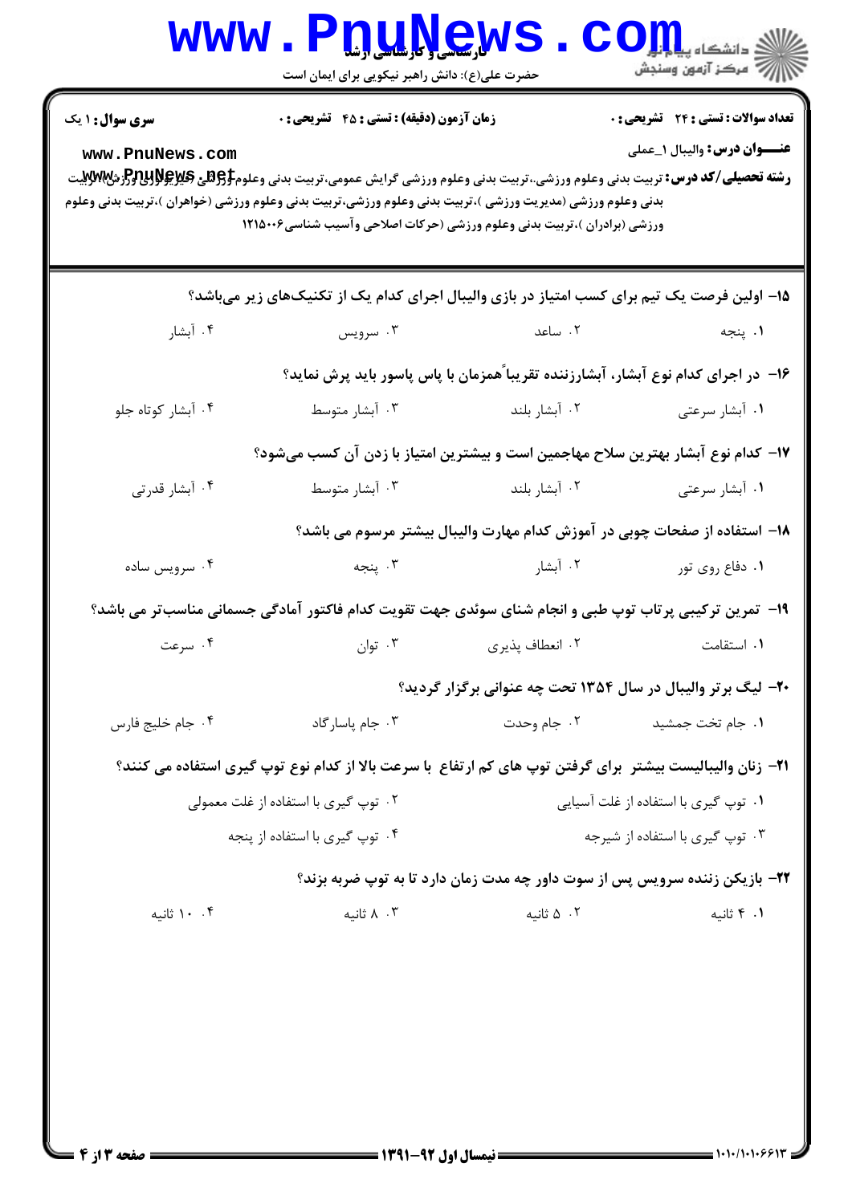**سری سوال:** ۱ یک

**زمان آزمون (دقیقه) : تستی : ۴۵ تشریحی : ۰**

**تعداد سوالات : تستی : ۲۴ تشریحی : ۰**

**عنـــوان درس:** والیبال ۱_عملی

**رشته تحصیلی/کد درس:** تربیت بدنی وعلوم ورزشی،.تربیت بدنی وعلوم ورزشی گرایش عمومی،تربیت بدنی وعلوم ورزشی (فیزیولوژی ورزشی)،تربیت بدنی وعلوم ورزشی (مدیریت ورزشی )،تربیت بدنی وعلوم ورزشی،تربیت بدنی وعلوم ورزشی (خواهران )،تربیت بدنی وعلوم ورزشی (برادران )،تربیت بدنی وعلوم ورزشی (حرکات اصلاحی وآسیب شناسی۱۲۱۵۰۰۶

۱۵- اولین فرصت یک تیم برای کسب امتیاز در بازی والیبال اجرای کدام یک از تکنیک‌های زیر می‌باشد؟

۱. پنجه
۲. ساعد
۳. سرویس
۴. آبشار

۱۶- در اجرای کدام نوع آبشار، آبشارزننده تقریباً همزمان با پاس پاسور باید پرش نماید؟

۱. آبشار سرعتی
۲. آبشار بلند
۳. آبشار متوسط
۴. آبشار کوتاه جلو

۱۷- کدام نوع آبشار بهترین سلاح مهاجمین است و بیشترین امتیاز با زدن آن کسب می‌شود؟

۱. آبشار سرعتی
۲. آبشار بلند
۳. آبشار متوسط
۴. آبشار قدرتی

۱۸- استفاده از صفحات چوبی در آموزش کدام مهارت والیبال بیشتر مرسوم می باشد؟

۱. دفاع روی تور
۲. آبشار
۳. پنجه
۴. سرویس ساده

۱۹- تمرین ترکیبی پرتاب توپ طبی و انجام شنای سوئدی جهت تقویت کدام فاکتور آمادگی جسمانی مناسب‌تر می باشد؟

۱. استقامت
۲. انعطاف پذیری
۳. توان
۴. سرعت

۲۰- لیگ برتر والیبال در سال ۱۳۵۴ تحت چه عنوانی برگزار گردید؟

۱. جام تخت جمشید
۲. جام وحدت
۳. جام پاسارگاد
۴. جام خلیج فارس

۲۱- زنان والیبالیست بیشتر برای گرفتن توپ های کم ارتفاع با سرعت بالا از کدام نوع توپ گیری استفاده می کنند؟

۱. توپ گیری با استفاده از غلت آسیایی
۲. توپ گیری با استفاده از غلت معمولی
۳. توپ گیری با استفاده از شیرجه
۴. توپ گیری با استفاده از پنجه

۲۲- بازیکن زننده سرویس پس از سوت داور چه مدت زمان دارد تا به توپ ضربه بزند؟

۱. ۴ ثانیه
۲. ۵ ثانیه
۳. ۸ ثانیه
۴. ۱۰ ثانیه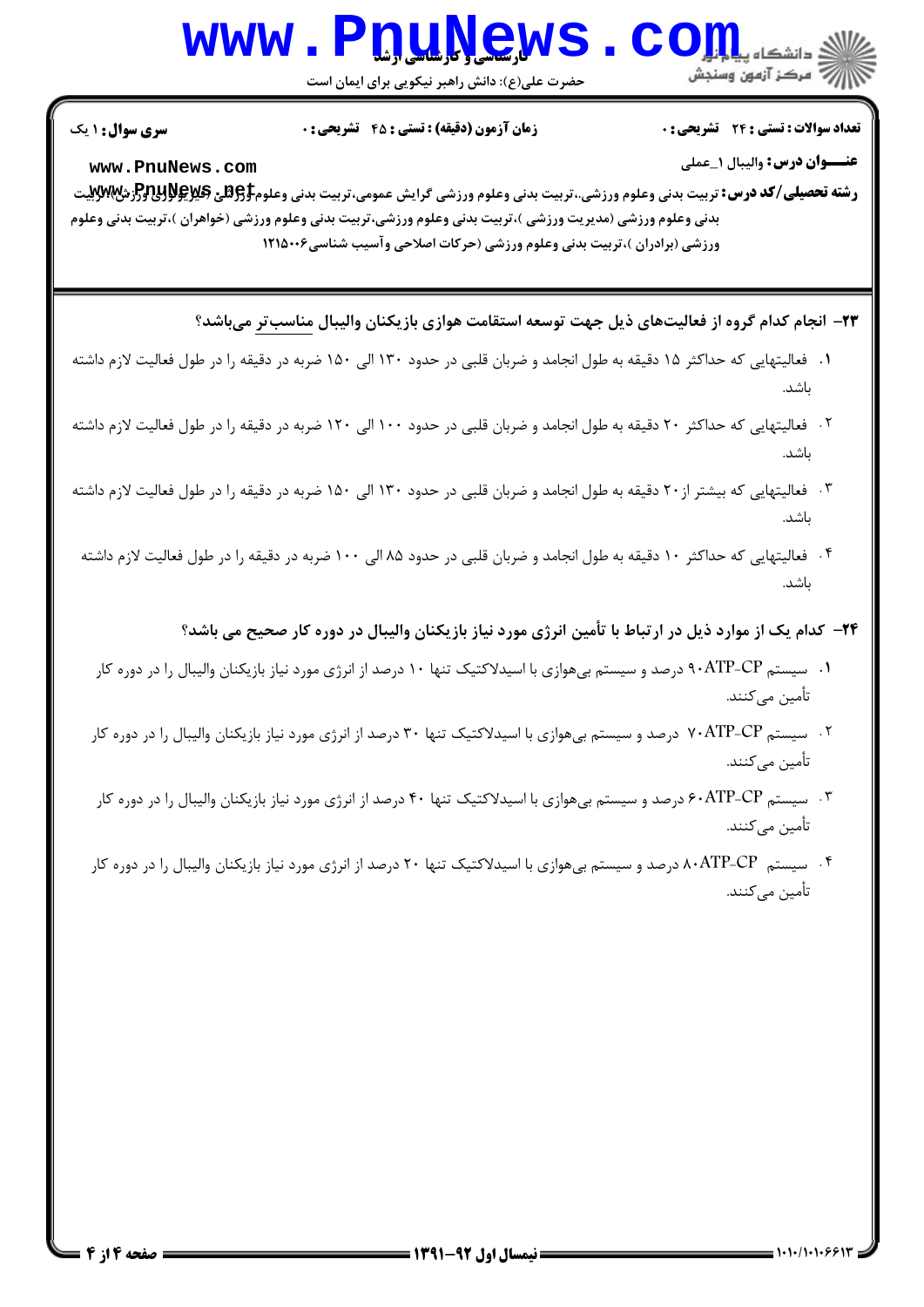**سری سوال:** ۱ یک

**زمان آزمون (دقیقه) : تستی :** ۴۵ **تشریحی :** ۰

**تعداد سوالات : تستی :** ۲۴ **تشریحی :** ۰

**عنـــوان درس:** والیبال ۱_عملی

**رشته تحصیلی/کد درس:** تربیت بدنی وعلوم ورزشی،.تربیت بدنی وعلوم ورزشی گرایش عمومی،تربیت بدنی وعلوم ورزشی (فیزیولوژی ورزشی)،تربیت بدنی وعلوم ورزشی (مدیریت ورزشی )،تربیت بدنی وعلوم ورزشی،تربیت بدنی وعلوم ورزشی (خواهران )،تربیت بدنی وعلوم ورزشی (برادران )،تربیت بدنی وعلوم ورزشی (حرکات اصلاحی وآسیب شناسی۱۲۱۵۰۰۶

**۲۳- انجام کدام گروه از فعالیت‌های ذیل جهت توسعه استقامت هوازی بازیکنان والیبال مناسب‌تر می‌باشد؟**

۱. فعالیتهایی که حداکثر ۱۵ دقیقه به طول انجامد و ضربان قلبی در حدود ۱۳۰ الی ۱۵۰ ضربه در دقیقه را در طول فعالیت لازم داشته باشد.

۲. فعالیتهایی که حداکثر ۲۰ دقیقه به طول انجامد و ضربان قلبی در حدود ۱۰۰ الی ۱۲۰ ضربه در دقیقه را در طول فعالیت لازم داشته باشد.

۳. فعالیتهایی که بیشتر از۲۰ دقیقه به طول انجامد و ضربان قلبی در حدود ۱۳۰ الی ۱۵۰ ضربه در دقیقه را در طول فعالیت لازم داشته باشد.

۴. فعالیتهایی که حداکثر ۱۰ دقیقه به طول انجامد و ضربان قلبی در حدود ۸۵ الی ۱۰۰ ضربه در دقیقه را در طول فعالیت لازم داشته باشد.

**۲۴- کدام یک از موارد ذیل در ارتباط با تأمین انرژی مورد نیاز بازیکنان والیبال در دوره کار صحیح می باشد؟**

۱. سیستم ATP-CP ۹۰ درصد و سیستم بی‌هوازی با اسیدلاکتیک تنها ۱۰ درصد از انرژی مورد نیاز بازیکنان والیبال را در دوره کار تأمین می‌کنند.

۲. سیستم ATP-CP ۷۰ درصد و سیستم بی‌هوازی با اسیدلاکتیک تنها ۳۰ درصد از انرژی مورد نیاز بازیکنان والیبال را در دوره کار تأمین می‌کنند.

۳. سیستم ATP-CP ۶۰ درصد و سیستم بی‌هوازی با اسیدلاکتیک تنها ۴۰ درصد از انرژی مورد نیاز بازیکنان والیبال را در دوره کار تأمین می‌کنند.

۴. سیستم ATP-CP ۸۰ درصد و سیستم بی‌هوازی با اسیدلاکتیک تنها ۲۰ درصد از انرژی مورد نیاز بازیکنان والیبال را در دوره کار تأمین می‌کنند.